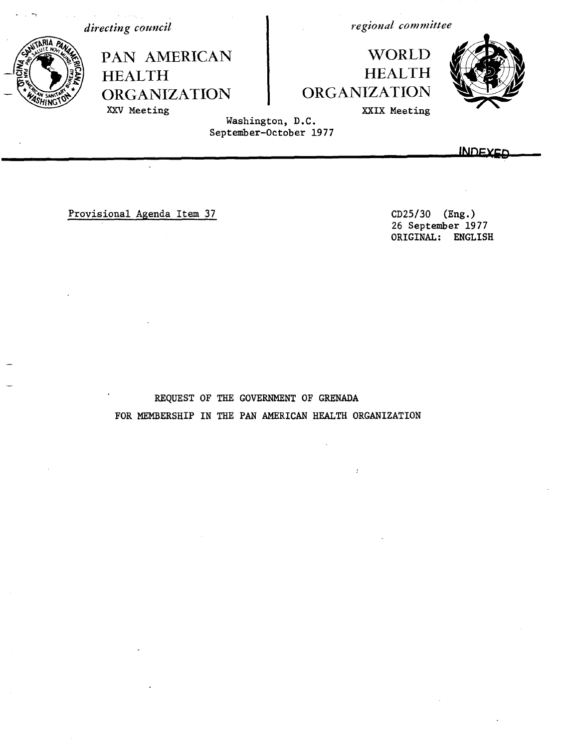*directing council*

PAN AMERICAN HEALTH ORGANIZATION

XXV Meeting

*regional committee*

WORLD HEALTH ORGANIZATION

XXIX Meeting

Washington, D.C.
September-October 1977

INDEXED

Provisional Agenda Item 37

CD25/30 (Eng.)
26 September 1977
ORIGINAL: ENGLISH

# REQUEST OF THE GOVERNMENT OF GRENADA FOR MEMBERSHIP IN THE PAN AMERICAN HEALTH ORGANIZATION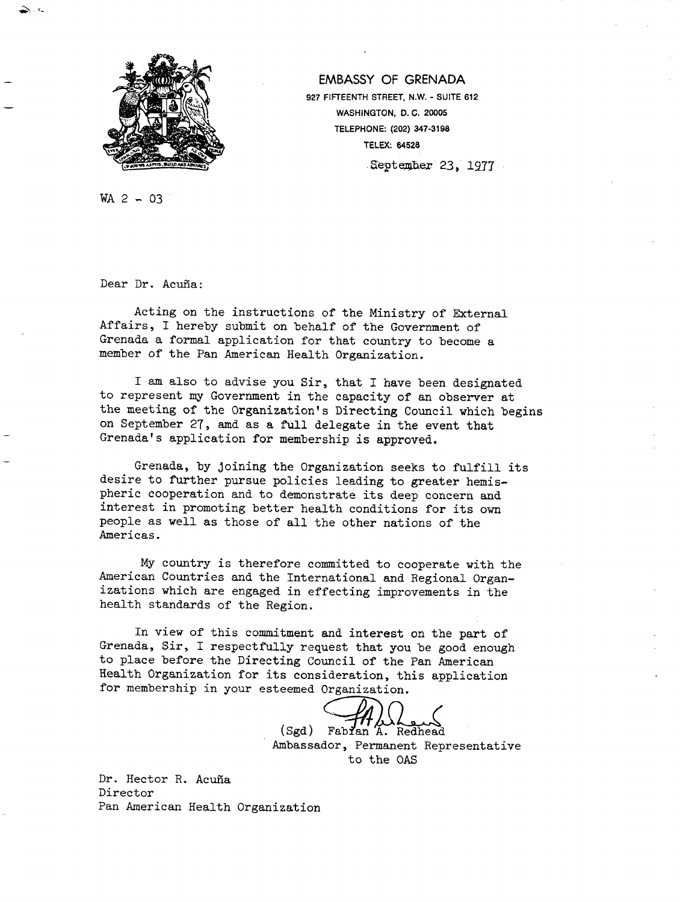EMBASSY OF GRENADA
927 FIFTEENTH STREET, N.W. - SUITE 612
WASHINGTON, D.C. 20005
TELEPHONE: (202) 347-3198
TELEX: 64528

September 23, 1977

WA 2 - 03

Dear Dr. Acuña:

Acting on the instructions of the Ministry of External Affairs, I hereby submit on behalf of the Government of Grenada a formal application for that country to become a member of the Pan American Health Organization.

I am also to advise you Sir, that I have been designated to represent my Government in the capacity of an observer at the meeting of the Organization's Directing Council which begins on September 27, amd as a full delegate in the event that Grenada's application for membership is approved.

Grenada, by joining the Organization seeks to fulfill its desire to further pursue policies leading to greater hemispheric cooperation and to demonstrate its deep concern and interest in promoting better health conditions for its own people as well as those of all the other nations of the Americas.

My country is therefore committed to cooperate with the American Countries and the International and Regional Organizations which are engaged in effecting improvements in the health standards of the Region.

In view of this commitment and interest on the part of Grenada, Sir, I respectfully request that you be good enough to place before the Directing Council of the Pan American Health Organization for its consideration, this application for membership in your esteemed Organization.

(Sgd) Fabian A. Redhead
Ambassador, Permanent Representative
to the OAS

Dr. Hector R. Acuña
Director
Pan American Health Organization